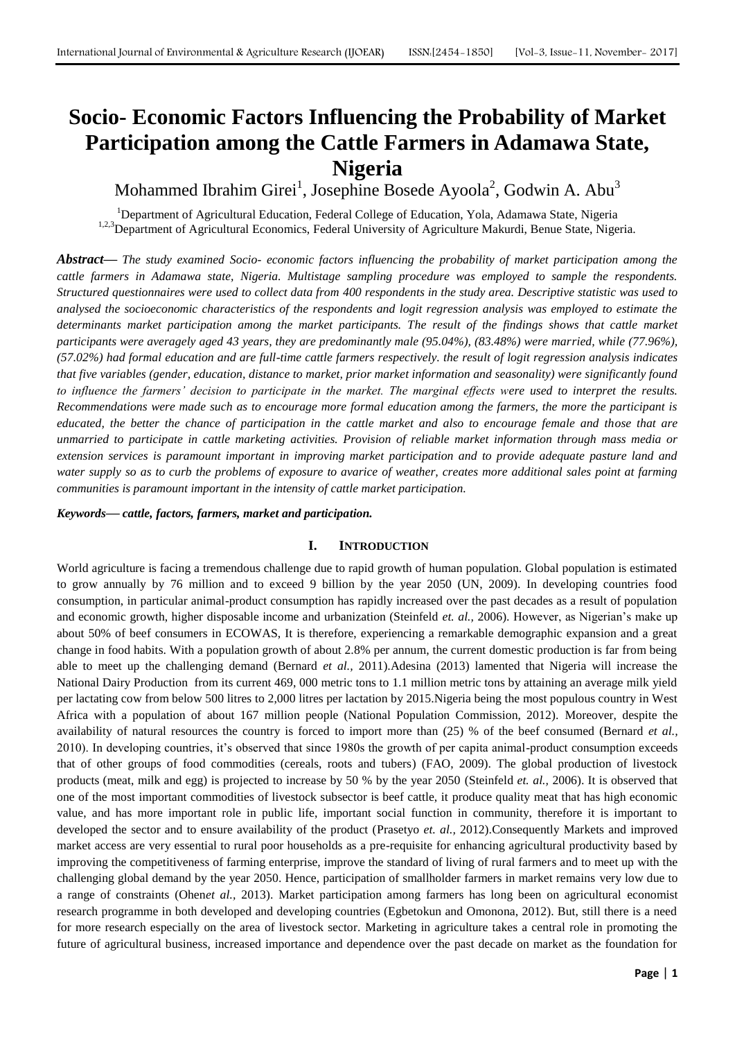# Socio- Economic Factors Influencing the Probability of Market Participation among the Cattle Farmers in Adamawa State, Nigeria

Mohammed Ibrahim Girei[1], Josephine Bosede Ayoola[2], Godwin A. Abu[3]

[1]Department of Agricultural Education, Federal College of Education, Yola, Adamawa State, Nigeria
[1,2,3]Department of Agricultural Economics, Federal University of Agriculture Makurdi, Benue State, Nigeria.

***Abstract***— *The study examined Socio- economic factors influencing the probability of market participation among the cattle farmers in Adamawa state, Nigeria. Multistage sampling procedure was employed to sample the respondents. Structured questionnaires were used to collect data from 400 respondents in the study area. Descriptive statistic was used to analysed the socioeconomic characteristics of the respondents and logit regression analysis was employed to estimate the determinants market participation among the market participants. The result of the findings shows that cattle market participants were averagely aged 43 years, they are predominantly male (95.04%), (83.48%) were married, while (77.96%), (57.02%) had formal education and are full-time cattle farmers respectively. the result of logit regression analysis indicates that five variables (gender, education, distance to market, prior market information and seasonality) were significantly found to influence the farmers' decision to participate in the market. The marginal effects were used to interpret the results. Recommendations were made such as to encourage more formal education among the farmers, the more the participant is educated, the better the chance of participation in the cattle market and also to encourage female and those that are unmarried to participate in cattle marketing activities. Provision of reliable market information through mass media or extension services is paramount important in improving market participation and to provide adequate pasture land and water supply so as to curb the problems of exposure to avarice of weather, creates more additional sales point at farming communities is paramount important in the intensity of cattle market participation.*

***Keywords***— ***cattle, factors, farmers, market and participation.***

## I. Introduction

World agriculture is facing a tremendous challenge due to rapid growth of human population. Global population is estimated to grow annually by 76 million and to exceed 9 billion by the year 2050 (UN, 2009). In developing countries food consumption, in particular animal-product consumption has rapidly increased over the past decades as a result of population and economic growth, higher disposable income and urbanization (Steinfeld *et. al.*, 2006). However, as Nigerian's make up about 50% of beef consumers in ECOWAS, It is therefore, experiencing a remarkable demographic expansion and a great change in food habits. With a population growth of about 2.8% per annum, the current domestic production is far from being able to meet up the challenging demand (Bernard *et al.*, 2011).Adesina (2013) lamented that Nigeria will increase the National Dairy Production from its current 469, 000 metric tons to 1.1 million metric tons by attaining an average milk yield per lactating cow from below 500 litres to 2,000 litres per lactation by 2015.Nigeria being the most populous country in West Africa with a population of about 167 million people (National Population Commission, 2012). Moreover, despite the availability of natural resources the country is forced to import more than (25) % of the beef consumed (Bernard *et al.*, 2010). In developing countries, it's observed that since 1980s the growth of per capita animal-product consumption exceeds that of other groups of food commodities (cereals, roots and tubers) (FAO, 2009). The global production of livestock products (meat, milk and egg) is projected to increase by 50 % by the year 2050 (Steinfeld *et. al.*, 2006). It is observed that one of the most important commodities of livestock subsector is beef cattle, it produce quality meat that has high economic value, and has more important role in public life, important social function in community, therefore it is important to developed the sector and to ensure availability of the product (Prasetyo *et. al.*, 2012).Consequently Markets and improved market access are very essential to rural poor households as a pre-requisite for enhancing agricultural productivity based by improving the competitiveness of farming enterprise, improve the standard of living of rural farmers and to meet up with the challenging global demand by the year 2050. Hence, participation of smallholder farmers in market remains very low due to a range of constraints (Ohen*et al.*, 2013). Market participation among farmers has long been on agricultural economist research programme in both developed and developing countries (Egbetokun and Omonona, 2012). But, still there is a need for more research especially on the area of livestock sector. Marketing in agriculture takes a central role in promoting the future of agricultural business, increased importance and dependence over the past decade on market as the foundation for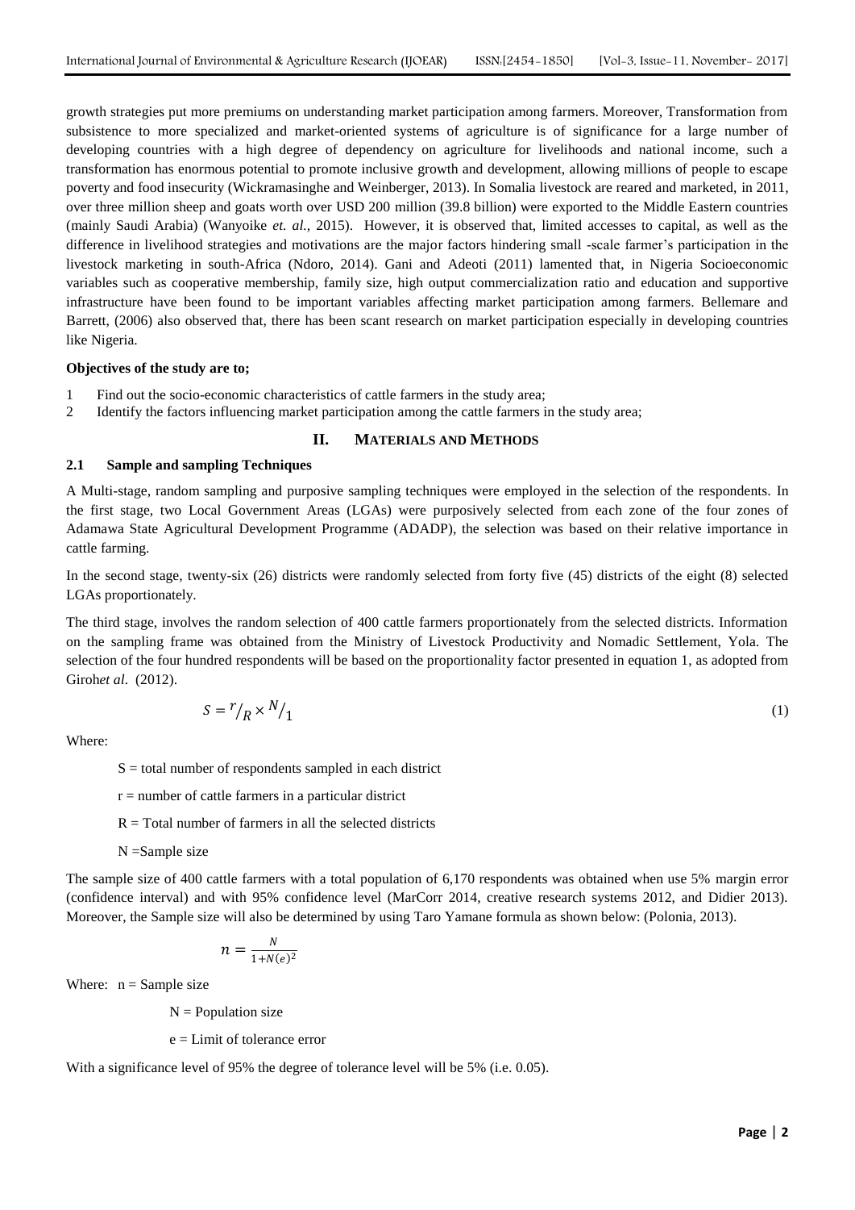growth strategies put more premiums on understanding market participation among farmers. Moreover, Transformation from subsistence to more specialized and market-oriented systems of agriculture is of significance for a large number of developing countries with a high degree of dependency on agriculture for livelihoods and national income, such a transformation has enormous potential to promote inclusive growth and development, allowing millions of people to escape poverty and food insecurity (Wickramasinghe and Weinberger, 2013). In Somalia livestock are reared and marketed, in 2011, over three million sheep and goats worth over USD 200 million (39.8 billion) were exported to the Middle Eastern countries (mainly Saudi Arabia) (Wanyoike *et. al.,* 2015). However, it is observed that, limited accesses to capital, as well as the difference in livelihood strategies and motivations are the major factors hindering small -scale farmer's participation in the livestock marketing in south-Africa (Ndoro, 2014). Gani and Adeoti (2011) lamented that, in Nigeria Socioeconomic variables such as cooperative membership, family size, high output commercialization ratio and education and supportive infrastructure have been found to be important variables affecting market participation among farmers. Bellemare and Barrett, (2006) also observed that, there has been scant research on market participation especially in developing countries like Nigeria.

**Objectives of the study are to;**

1 Find out the socio-economic characteristics of cattle farmers in the study area;
2 Identify the factors influencing market participation among the cattle farmers in the study area;

## II. MATERIALS AND METHODS

### 2.1 Sample and sampling Techniques

A Multi-stage, random sampling and purposive sampling techniques were employed in the selection of the respondents. In the first stage, two Local Government Areas (LGAs) were purposively selected from each zone of the four zones of Adamawa State Agricultural Development Programme (ADADP), the selection was based on their relative importance in cattle farming.

In the second stage, twenty-six (26) districts were randomly selected from forty five (45) districts of the eight (8) selected LGAs proportionately.

The third stage, involves the random selection of 400 cattle farmers proportionately from the selected districts. Information on the sampling frame was obtained from the Ministry of Livestock Productivity and Nomadic Settlement, Yola. The selection of the four hundred respondents will be based on the proportionality factor presented in equation 1, as adopted from Giroh*et al*. (2012).

$$S = {}^{r}/_{R} \times {}^{N}/_{1} \tag{1}$$

Where:

S = total number of respondents sampled in each district

r = number of cattle farmers in a particular district

R = Total number of farmers in all the selected districts

N =Sample size

The sample size of 400 cattle farmers with a total population of 6,170 respondents was obtained when use 5% margin error (confidence interval) and with 95% confidence level (MarCorr 2014, creative research systems 2012, and Didier 2013). Moreover, the Sample size will also be determined by using Taro Yamane formula as shown below: (Polonia, 2013).

$$n = \frac{N}{1+N(e)^2}$$

Where: n = Sample size

N = Population size

e = Limit of tolerance error

With a significance level of 95% the degree of tolerance level will be 5% (i.e. 0.05).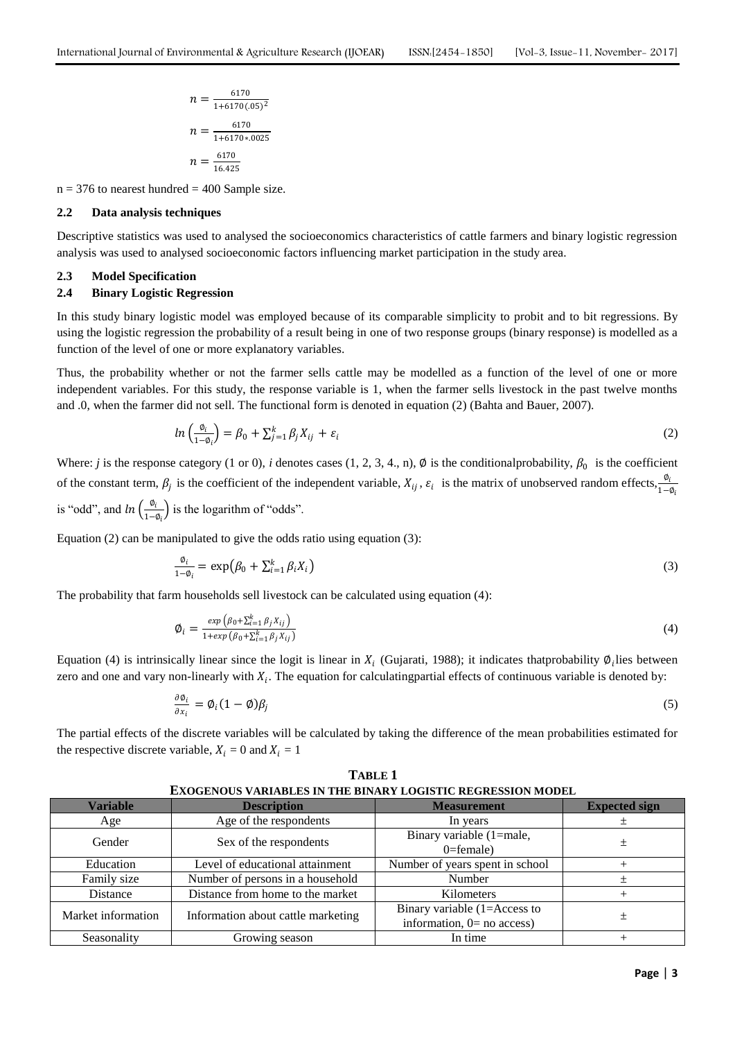$$n = \frac{6170}{1+6170(.05)^2}$$

$$n = \frac{6170}{1+6170*.0025}$$

$$n = \frac{6170}{16.425}$$

n = 376 to nearest hundred = 400 Sample size.

### 2.2 Data analysis techniques

Descriptive statistics was used to analysed the socioeconomics characteristics of cattle farmers and binary logistic regression analysis was used to analysed socioeconomic factors influencing market participation in the study area.

### 2.3 Model Specification

### 2.4 Binary Logistic Regression

In this study binary logistic model was employed because of its comparable simplicity to probit and to bit regressions. By using the logistic regression the probability of a result being in one of two response groups (binary response) is modelled as a function of the level of one or more explanatory variables.

Thus, the probability whether or not the farmer sells cattle may be modelled as a function of the level of one or more independent variables. For this study, the response variable is 1, when the farmer sells livestock in the past twelve months and .0, when the farmer did not sell. The functional form is denoted in equation (2) (Bahta and Bauer, 2007).

$$ln\left(\frac{\emptyset_i}{1-\emptyset_i}\right) = \beta_0 + \sum_{j=1}^{k} \beta_j X_{ij} + \varepsilon_i \tag{2}$$

Where: $j$ is the response category (1 or 0), $i$ denotes cases (1, 2, 3, 4., n), $\emptyset$ is the conditionalprobability, $\beta_0$ is the coefficient of the constant term, $\beta_j$ is the coefficient of the independent variable, $X_{ij}$, $\varepsilon_i$ is the matrix of unobserved random effects, $\frac{\emptyset_i}{1-\emptyset_i}$ is "odd", and $ln\left(\frac{\emptyset_i}{1-\emptyset_i}\right)$ is the logarithm of "odds".

Equation (2) can be manipulated to give the odds ratio using equation (3):

$$\frac{\emptyset_i}{1-\emptyset_i} = \exp\left(\beta_0 + \sum_{i=1}^{k} \beta_i X_i\right) \tag{3}$$

The probability that farm households sell livestock can be calculated using equation (4):

$$\emptyset_i = \frac{exp\left(\beta_0+\sum_{i=1}^{k}\beta_j X_{ij}\right)}{1+exp\left(\beta_0+\sum_{i=1}^{k}\beta_j X_{ij}\right)} \tag{4}$$

Equation (4) is intrinsically linear since the logit is linear in $X_i$ (Gujarati, 1988); it indicates thatprobability $\emptyset_i$lies between zero and one and vary non-linearly with $X_i$. The equation for calculatingpartial effects of continuous variable is denoted by:

$$\frac{\partial \emptyset_i}{\partial x_i} = \emptyset_i(1-\emptyset)\beta_j \tag{5}$$

The partial effects of the discrete variables will be calculated by taking the difference of the mean probabilities estimated for the respective discrete variable, $X_i = 0$ and $X_i = 1$

**TABLE 1**
**EXOGENOUS VARIABLES IN THE BINARY LOGISTIC REGRESSION MODEL**

| Variable | Description | Measurement | Expected sign |
|---|---|---|---|
| Age | Age of the respondents | In years | ± |
| Gender | Sex of the respondents | Binary variable (1=male, 0=female) | ± |
| Education | Level of educational attainment | Number of years spent in school | + |
| Family size | Number of persons in a household | Number | ± |
| Distance | Distance from home to the market | Kilometers | + |
| Market information | Information about cattle marketing | Binary variable (1=Access to information, 0= no access) | ± |
| Seasonality | Growing season | In time | + |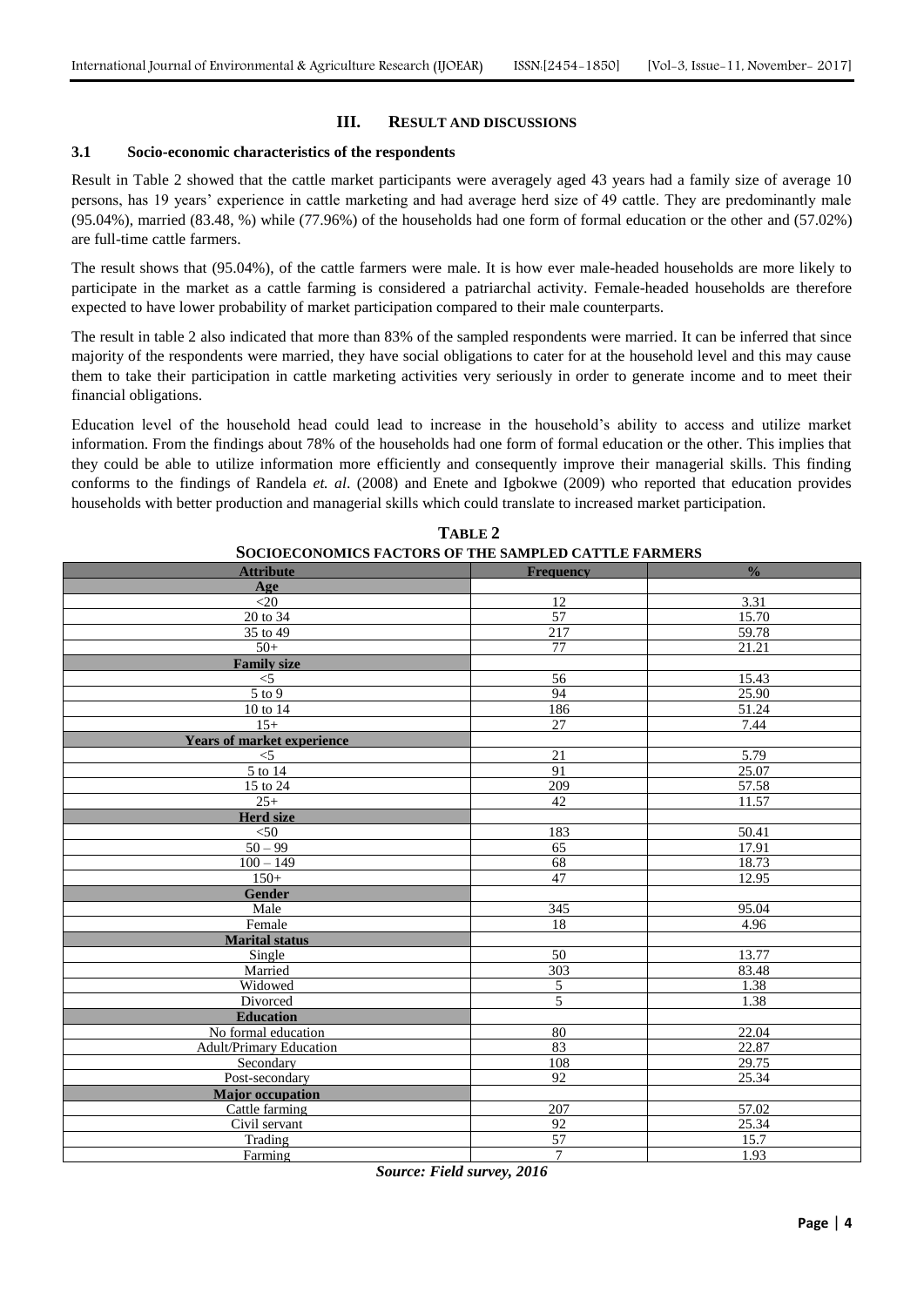## III. RESULT AND DISCUSSIONS

### 3.1 Socio-economic characteristics of the respondents

Result in Table 2 showed that the cattle market participants were averagely aged 43 years had a family size of average 10 persons, has 19 years' experience in cattle marketing and had average herd size of 49 cattle. They are predominantly male (95.04%), married (83.48, %) while (77.96%) of the households had one form of formal education or the other and (57.02%) are full-time cattle farmers.

The result shows that (95.04%), of the cattle farmers were male. It is how ever male-headed households are more likely to participate in the market as a cattle farming is considered a patriarchal activity. Female-headed households are therefore expected to have lower probability of market participation compared to their male counterparts.

The result in table 2 also indicated that more than 83% of the sampled respondents were married. It can be inferred that since majority of the respondents were married, they have social obligations to cater for at the household level and this may cause them to take their participation in cattle marketing activities very seriously in order to generate income and to meet their financial obligations.

Education level of the household head could lead to increase in the household's ability to access and utilize market information. From the findings about 78% of the households had one form of formal education or the other. This implies that they could be able to utilize information more efficiently and consequently improve their managerial skills. This finding conforms to the findings of Randela *et. al*. (2008) and Enete and Igbokwe (2009) who reported that education provides households with better production and managerial skills which could translate to increased market participation.

**TABLE 2**
**SOCIOECONOMICS FACTORS OF THE SAMPLED CATTLE FARMERS**

| Attribute | Frequency | % |
|---|---|---|
| **Age** | | |
| <20 | 12 | 3.31 |
| 20 to 34 | 57 | 15.70 |
| 35 to 49 | 217 | 59.78 |
| 50+ | 77 | 21.21 |
| **Family size** | | |
| <5 | 56 | 15.43 |
| 5 to 9 | 94 | 25.90 |
| 10 to 14 | 186 | 51.24 |
| 15+ | 27 | 7.44 |
| **Years of market experience** | | |
| <5 | 21 | 5.79 |
| 5 to 14 | 91 | 25.07 |
| 15 to 24 | 209 | 57.58 |
| 25+ | 42 | 11.57 |
| **Herd size** | | |
| <50 | 183 | 50.41 |
| 50 – 99 | 65 | 17.91 |
| 100 – 149 | 68 | 18.73 |
| 150+ | 47 | 12.95 |
| **Gender** | | |
| Male | 345 | 95.04 |
| Female | 18 | 4.96 |
| **Marital status** | | |
| Single | 50 | 13.77 |
| Married | 303 | 83.48 |
| Widowed | 5 | 1.38 |
| Divorced | 5 | 1.38 |
| **Education** | | |
| No formal education | 80 | 22.04 |
| Adult/Primary Education | 83 | 22.87 |
| Secondary | 108 | 29.75 |
| Post-secondary | 92 | 25.34 |
| **Major occupation** | | |
| Cattle farming | 207 | 57.02 |
| Civil servant | 92 | 25.34 |
| Trading | 57 | 15.7 |
| Farming | 7 | 1.93 |

***Source: Field survey, 2016***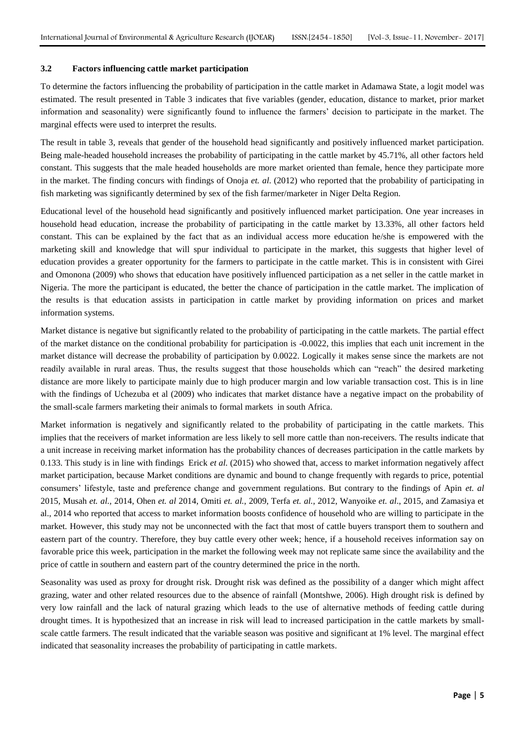### 3.2 Factors influencing cattle market participation

To determine the factors influencing the probability of participation in the cattle market in Adamawa State, a logit model was estimated. The result presented in Table 3 indicates that five variables (gender, education, distance to market, prior market information and seasonality) were significantly found to influence the farmers' decision to participate in the market. The marginal effects were used to interpret the results.

The result in table 3, reveals that gender of the household head significantly and positively influenced market participation. Being male-headed household increases the probability of participating in the cattle market by 45.71%, all other factors held constant. This suggests that the male headed households are more market oriented than female, hence they participate more in the market. The finding concurs with findings of Onoja *et. al.* (2012) who reported that the probability of participating in fish marketing was significantly determined by sex of the fish farmer/marketer in Niger Delta Region.

Educational level of the household head significantly and positively influenced market participation. One year increases in household head education, increase the probability of participating in the cattle market by 13.33%, all other factors held constant. This can be explained by the fact that as an individual access more education he/she is empowered with the marketing skill and knowledge that will spur individual to participate in the market, this suggests that higher level of education provides a greater opportunity for the farmers to participate in the cattle market. This is in consistent with Girei and Omonona (2009) who shows that education have positively influenced participation as a net seller in the cattle market in Nigeria. The more the participant is educated, the better the chance of participation in the cattle market. The implication of the results is that education assists in participation in cattle market by providing information on prices and market information systems.

Market distance is negative but significantly related to the probability of participating in the cattle markets. The partial effect of the market distance on the conditional probability for participation is -0.0022, this implies that each unit increment in the market distance will decrease the probability of participation by 0.0022. Logically it makes sense since the markets are not readily available in rural areas. Thus, the results suggest that those households which can "reach" the desired marketing distance are more likely to participate mainly due to high producer margin and low variable transaction cost. This is in line with the findings of Uchezuba et al (2009) who indicates that market distance have a negative impact on the probability of the small-scale farmers marketing their animals to formal markets in south Africa.

Market information is negatively and significantly related to the probability of participating in the cattle markets. This implies that the receivers of market information are less likely to sell more cattle than non-receivers. The results indicate that a unit increase in receiving market information has the probability chances of decreases participation in the cattle markets by 0.133. This study is in line with findings Erick *et al.* (2015) who showed that, access to market information negatively affect market participation, because Market conditions are dynamic and bound to change frequently with regards to price, potential consumers' lifestyle, taste and preference change and government regulations. But contrary to the findings of Apin *et. al* 2015, Musah *et. al.,* 2014, Ohen *et. al* 2014, Omiti *et. al.*, 2009, Terfa *et. al.*, 2012, Wanyoike *et. al*., 2015, and Zamasiya et al., 2014 who reported that access to market information boosts confidence of household who are willing to participate in the market. However, this study may not be unconnected with the fact that most of cattle buyers transport them to southern and eastern part of the country. Therefore, they buy cattle every other week; hence, if a household receives information say on favorable price this week, participation in the market the following week may not replicate same since the availability and the price of cattle in southern and eastern part of the country determined the price in the north.

Seasonality was used as proxy for drought risk. Drought risk was defined as the possibility of a danger which might affect grazing, water and other related resources due to the absence of rainfall (Montshwe, 2006). High drought risk is defined by very low rainfall and the lack of natural grazing which leads to the use of alternative methods of feeding cattle during drought times. It is hypothesized that an increase in risk will lead to increased participation in the cattle markets by small-scale cattle farmers. The result indicated that the variable season was positive and significant at 1% level. The marginal effect indicated that seasonality increases the probability of participating in cattle markets.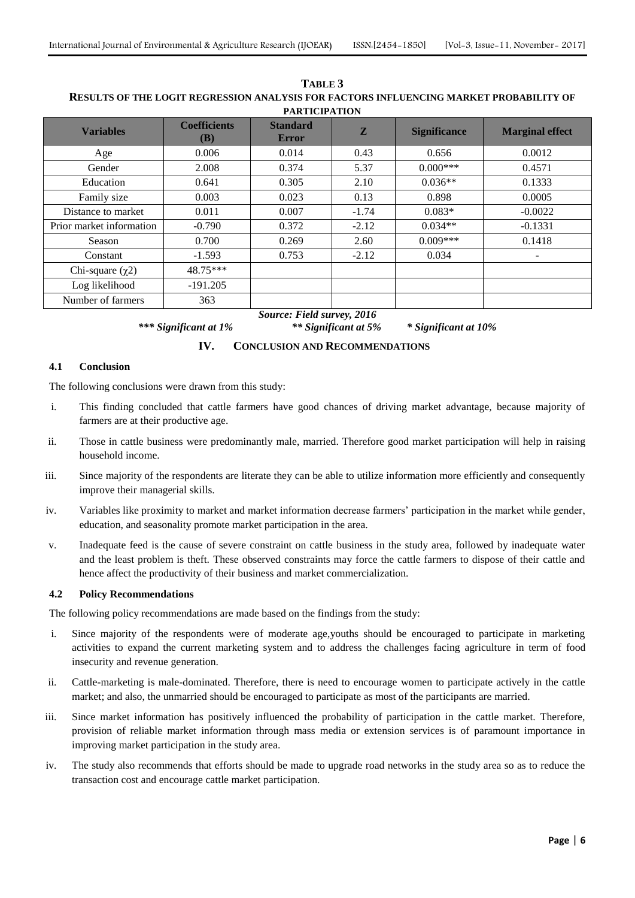**TABLE 3**
**RESULTS OF THE LOGIT REGRESSION ANALYSIS FOR FACTORS INFLUENCING MARKET PROBABILITY OF PARTICIPATION**

| Variables | Coefficients (B) | Standard Error | Z | Significance | Marginal effect |
|---|---|---|---|---|---|
| Age | 0.006 | 0.014 | 0.43 | 0.656 | 0.0012 |
| Gender | 2.008 | 0.374 | 5.37 | 0.000*** | 0.4571 |
| Education | 0.641 | 0.305 | 2.10 | 0.036** | 0.1333 |
| Family size | 0.003 | 0.023 | 0.13 | 0.898 | 0.0005 |
| Distance to market | 0.011 | 0.007 | -1.74 | 0.083* | -0.0022 |
| Prior market information | -0.790 | 0.372 | -2.12 | 0.034** | -0.1331 |
| Season | 0.700 | 0.269 | 2.60 | 0.009*** | 0.1418 |
| Constant | -1.593 | 0.753 | -2.12 | 0.034 | - |
| Chi-square ($\chi 2$) | 48.75*** | | | | |
| Log likelihood | -191.205 | | | | |
| Number of farmers | 363 | | | | |

***Source: Field survey, 2016***

****** Significant at 1%*** ***** Significant at 5%*** *** Significant at 10%***

## IV. CONCLUSION AND RECOMMENDATIONS

### 4.1 Conclusion

The following conclusions were drawn from this study:

i. This finding concluded that cattle farmers have good chances of driving market advantage, because majority of farmers are at their productive age.

ii. Those in cattle business were predominantly male, married. Therefore good market participation will help in raising household income.

iii. Since majority of the respondents are literate they can be able to utilize information more efficiently and consequently improve their managerial skills.

iv. Variables like proximity to market and market information decrease farmers' participation in the market while gender, education, and seasonality promote market participation in the area.

v. Inadequate feed is the cause of severe constraint on cattle business in the study area, followed by inadequate water and the least problem is theft. These observed constraints may force the cattle farmers to dispose of their cattle and hence affect the productivity of their business and market commercialization.

### 4.2 Policy Recommendations

The following policy recommendations are made based on the findings from the study:

i. Since majority of the respondents were of moderate age,youths should be encouraged to participate in marketing activities to expand the current marketing system and to address the challenges facing agriculture in term of food insecurity and revenue generation.

ii. Cattle-marketing is male-dominated. Therefore, there is need to encourage women to participate actively in the cattle market; and also, the unmarried should be encouraged to participate as most of the participants are married.

iii. Since market information has positively influenced the probability of participation in the cattle market. Therefore, provision of reliable market information through mass media or extension services is of paramount importance in improving market participation in the study area.

iv. The study also recommends that efforts should be made to upgrade road networks in the study area so as to reduce the transaction cost and encourage cattle market participation.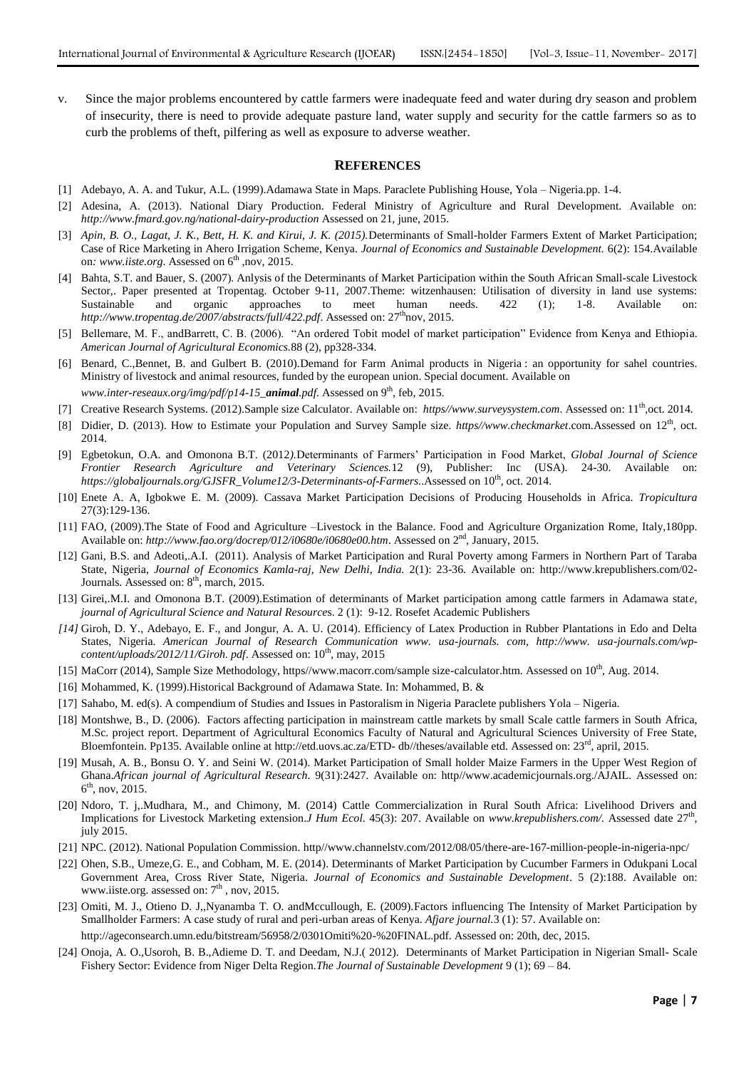v. Since the major problems encountered by cattle farmers were inadequate feed and water during dry season and problem of insecurity, there is need to provide adequate pasture land, water supply and security for the cattle farmers so as to curb the problems of theft, pilfering as well as exposure to adverse weather.

## REFERENCES

[1] Adebayo, A. A. and Tukur, A.L. (1999).Adamawa State in Maps. Paraclete Publishing House, Yola – Nigeria.pp. 1-4.

[2] Adesina, A. (2013). National Diary Production. Federal Ministry of Agriculture and Rural Development. Available on: *http://www.fmard.gov.ng/national-dairy-production* Assessed on 21, june, 2015.

[3] *Apin, B. O., Lagat, J. K., Bett, H. K. and Kirui, J. K. (2015).*Determinants of Small-holder Farmers Extent of Market Participation; Case of Rice Marketing in Ahero Irrigation Scheme, Kenya. *Journal of Economics and Sustainable Development.* 6(2): 154.Available on*: www.iiste.org*. Assessed on 6th ,nov, 2015.

[4] Bahta, S.T. and Bauer, S. (2007). Anlysis of the Determinants of Market Participation within the South African Small-scale Livestock Sector,. Paper presented at Tropentag. October 9-11, 2007.Theme: witzenhausen: Utilisation of diversity in land use systems: Sustainable and organic approaches to meet human needs. 422 (1); 1-8. Available on: *http://www.tropentag.de/2007/abstracts/full/422.pdf*. Assessed on: 27thnov, 2015.

[5] Bellemare, M. F., andBarrett, C. B. (2006). "An ordered Tobit model of market participation" Evidence from Kenya and Ethiopia. *American Journal of Agricultural Economics.*88 (2), pp328-334.

[6] Benard, C.,Bennet, B. and Gulbert B. (2010).Demand for Farm Animal products in Nigeria : an opportunity for sahel countries. Ministry of livestock and animal resources, funded by the european union. Special document. Available on *www.inter-reseaux.org/img/pdf/p14-15_**animal**.pdf*. Assessed on 9th, feb, 2015.

[7] Creative Research Systems. (2012).Sample size Calculator. Available on: *https//www.surveysystem.com*. Assessed on: 11th,oct. 2014.

[8] Didier, D. (2013). How to Estimate your Population and Survey Sample size. *https//www.checkmarket*.com.Assessed on 12th, oct. 2014.

[9] Egbetokun, O.A. and Omonona B.T. (2012*).*Determinants of Farmers' Participation in Food Market, *Global Journal of Science Frontier Research Agriculture and Veterinary Sciences.*12 (9), Publisher: Inc (USA). 24-30. Available on: *https://globaljournals.org/GJSFR_Volume12/3-Determinants-of-Farmers.*.Assessed on 10th, oct. 2014.

[10] Enete A. A, Igbokwe E. M. (2009). Cassava Market Participation Decisions of Producing Households in Africa. *Tropicultura* 27(3):129-136.

[11] FAO, (2009).The State of Food and Agriculture –Livestock in the Balance. Food and Agriculture Organization Rome, Italy,180pp. Available on: *http://www.fao.org/docrep/012/i0680e/i0680e00.htm*. Assessed on 2nd, January, 2015.

[12] Gani, B.S. and Adeoti,.A.I. (2011). Analysis of Market Participation and Rural Poverty among Farmers in Northern Part of Taraba State, Nigeria, *Journal of Economics Kamla-raj, New Delhi, India.* 2(1): 23-36. Available on: http://www.krepublishers.com/02-Journals. Assessed on: 8th, march, 2015.

[13] Girei,.M.I. and Omonona B.T. (2009).Estimation of determinants of Market participation among cattle farmers in Adamawa stat*e, journal of Agricultural Science and Natural Resource*s. 2 (1): 9-12. Rosefet Academic Publishers

*[14]* Giroh, D. Y., Adebayo, E. F., and Jongur, A. A. U. (2014). Efficiency of Latex Production in Rubber Plantations in Edo and Delta States, Nigeria. *American Journal of Research Communication www. usa-journals. com, http://www. usa-journals.com/wp-content/uploads/2012/11/Giroh. pdf*. Assessed on: 10th, may, 2015

[15] MaCorr (2014), Sample Size Methodology, https//www.macorr.com/sample size-calculator.htm. Assessed on 10th, Aug. 2014.

[16] Mohammed, K. (1999).Historical Background of Adamawa State. In: Mohammed, B. &

[17] Sahabo, M. ed(s). A compendium of Studies and Issues in Pastoralism in Nigeria Paraclete publishers Yola – Nigeria.

[18] Montshwe, B., D. (2006). Factors affecting participation in mainstream cattle markets by small Scale cattle farmers in South Africa, M.Sc. project report. Department of Agricultural Economics Faculty of Natural and Agricultural Sciences University of Free State, Bloemfontein. Pp135. Available online at http://etd.uovs.ac.za/ETD- db//theses/available etd. Assessed on: 23rd, april, 2015.

[19] Musah, A. B., Bonsu O. Y. and Seini W. (2014). Market Participation of Small holder Maize Farmers in the Upper West Region of Ghana.*African journal of Agricultural Research.* 9(31):2427. Available on: http//www.academicjournals.org./AJAIL. Assessed on: 6th, nov, 2015.

[20] Ndoro, T. j,.Mudhara, M., and Chimony, M. (2014) Cattle Commercialization in Rural South Africa: Livelihood Drivers and Implications for Livestock Marketing extension.*J Hum Ecol.* 45(3): 207. Available on *www.krepublishers.com/*. Assessed date 27th, july 2015.

[21] NPC. (2012). National Population Commission. http//www.channelstv.com/2012/08/05/there-are-167-million-people-in-nigeria-npc/

[22] Ohen, S.B., Umeze,G. E., and Cobham, M. E. (2014). Determinants of Market Participation by Cucumber Farmers in Odukpani Local Government Area, Cross River State, Nigeria. *Journal of Economics and Sustainable Development*. 5 (2):188. Available on: www.iiste.org. assessed on: 7th , nov, 2015.

[23] Omiti, M. J., Otieno D. J,,Nyanamba T. O. andMccullough, E. (2009).Factors influencing The Intensity of Market Participation by Smallholder Farmers: A case study of rural and peri-urban areas of Kenya. *Afjare journal.*3 (1): 57. Available on: http://ageconsearch.umn.edu/bitstream/56958/2/0301Omiti%20-%20FINAL.pdf. Assessed on: 20th, dec, 2015.

[24] Onoja, A. O.,Usoroh, B. B.,Adieme D. T. and Deedam, N.J.( 2012). Determinants of Market Participation in Nigerian Small- Scale Fishery Sector: Evidence from Niger Delta Region.*The Journal of Sustainable Development* 9 (1); 69 – 84.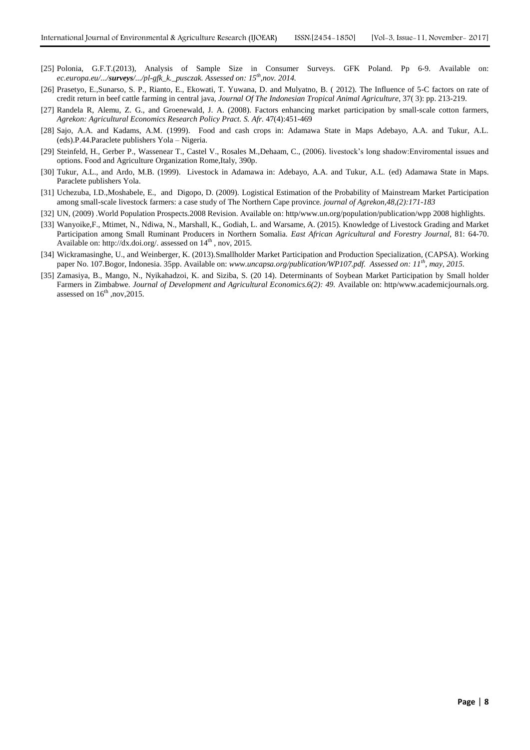[25] Polonia, G.F.T.(2013), Analysis of Sample Size in Consumer Surveys. GFK Poland. Pp 6-9. Available on: *ec.europa.eu/.../**surveys**/.../pl-gfk_k._pusczak. Assessed on: 15th,nov. 2014.*

[26] Prasetyo, E.,Sunarso, S. P., Rianto, E., Ekowati, T. Yuwana, D. and Mulyatno, B. ( 2012). The Influence of 5-C factors on rate of credit return in beef cattle farming in central java, *Journal Of The Indonesian Tropical Animal Agriculture*, 37( 3): pp. 213-219.

[27] Randela R, Alemu, Z. G., and Groenewald, J. A. (2008). Factors enhancing market participation by small-scale cotton farmers, *Agrekon: Agricultural Economics Research Policy Pract. S. Afr.* 47(4):451-469

[28] Sajo, A.A. and Kadams, A.M. (1999). Food and cash crops in: Adamawa State in Maps Adebayo, A.A. and Tukur, A.L. (eds).P.44.Paraclete publishers Yola – Nigeria.

[29] Steinfeld, H., Gerber P., Wassenear T., Castel V., Rosales M.,Dehaam, C., (2006). livestock's long shadow:Enviromental issues and options. Food and Agriculture Organization Rome,Italy, 390p.

[30] Tukur, A.L., and Ardo, M.B. (1999). Livestock in Adamawa in: Adebayo, A.A. and Tukur, A.L. (ed) Adamawa State in Maps. Paraclete publishers Yola.

[31] Uchezuba, I.D.,Moshabele, E., and Digopo, D. (2009). Logistical Estimation of the Probability of Mainstream Market Participation among small-scale livestock farmers: a case study of The Northern Cape province*. journal of Agrekon,48,(2):171-183*

[32] UN, (2009) .World Population Prospects.2008 Revision. Available on: http/www.un.org/population/publication/wpp 2008 highlights.

[33] Wanyoike,F., Mtimet, N., Ndiwa, N., Marshall, K., Godiah, L. and Warsame, A. (2015). Knowledge of Livestock Grading and Market Participation among Small Ruminant Producers in Northern Somalia. *East African Agricultural and Forestry Journal*, 81: 64-70. Available on: http://dx.doi.org/. assessed on 14th , nov, 2015.

[34] Wickramasinghe, U., and Weinberger, K. (2013).Smallholder Market Participation and Production Specialization, (CAPSA). Working paper No. 107.Bogor, Indonesia. 35pp. Available on: *www.uncapsa.org/publication/WP107.pdf. Assessed on: 11th, may, 2015.*

[35] Zamasiya, B., Mango, N., Nyikahadzoi, K. and Siziba, S. (20 14). Determinants of Soybean Market Participation by Small holder Farmers in Zimbabwe. *Journal of Development and Agricultural Economics.6(2): 49.* Available on: http/www.academicjournals.org. assessed on 16th ,nov,2015.